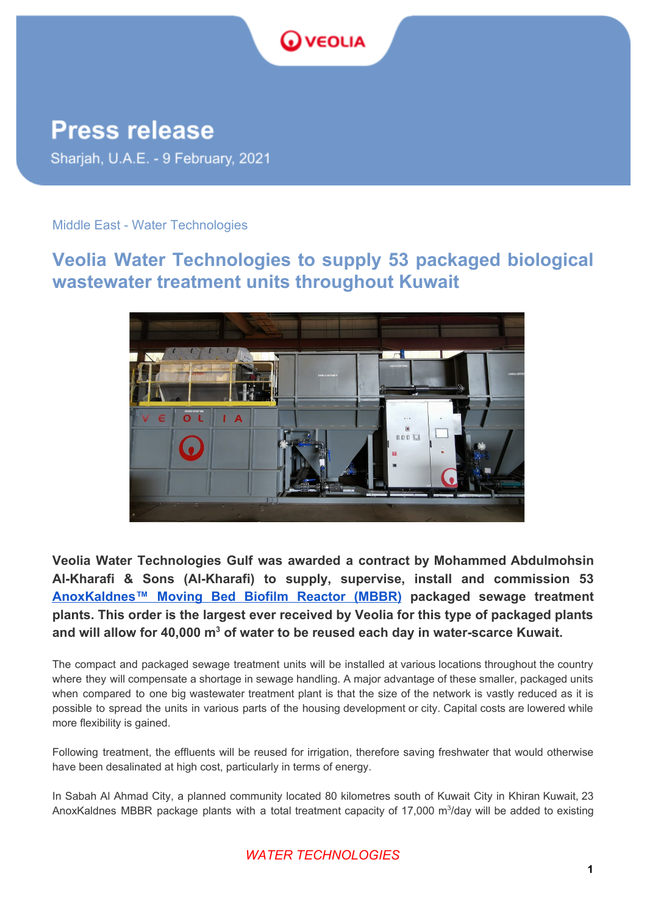# Press release

Sharjah, U.A.E. - 9 February, 2021

Middle East - Water Technologies

## Veolia Water Technologies to supply 53 packaged biological wastewater treatment units throughout Kuwait

**Veolia Water Technologies Gulf was awarded a contract by Mohammed Abdulmohsin Al-Kharafi & Sons (Al-Kharafi) to supply, supervise, install and commission 53 AnoxKaldnes™ Moving Bed Biofilm Reactor (MBBR) packaged sewage treatment plants. This order is the largest ever received by Veolia for this type of packaged plants and will allow for 40,000 m$^3$ of water to be reused each day in water-scarce Kuwait.**

The compact and packaged sewage treatment units will be installed at various locations throughout the country where they will compensate a shortage in sewage handling. A major advantage of these smaller, packaged units when compared to one big wastewater treatment plant is that the size of the network is vastly reduced as it is possible to spread the units in various parts of the housing development or city. Capital costs are lowered while more flexibility is gained.

Following treatment, the effluents will be reused for irrigation, therefore saving freshwater that would otherwise have been desalinated at high cost, particularly in terms of energy.

In Sabah Al Ahmad City, a planned community located 80 kilometres south of Kuwait City in Khiran Kuwait, 23 AnoxKaldnes MBBR package plants with a total treatment capacity of 17,000 m$^3$/day will be added to existing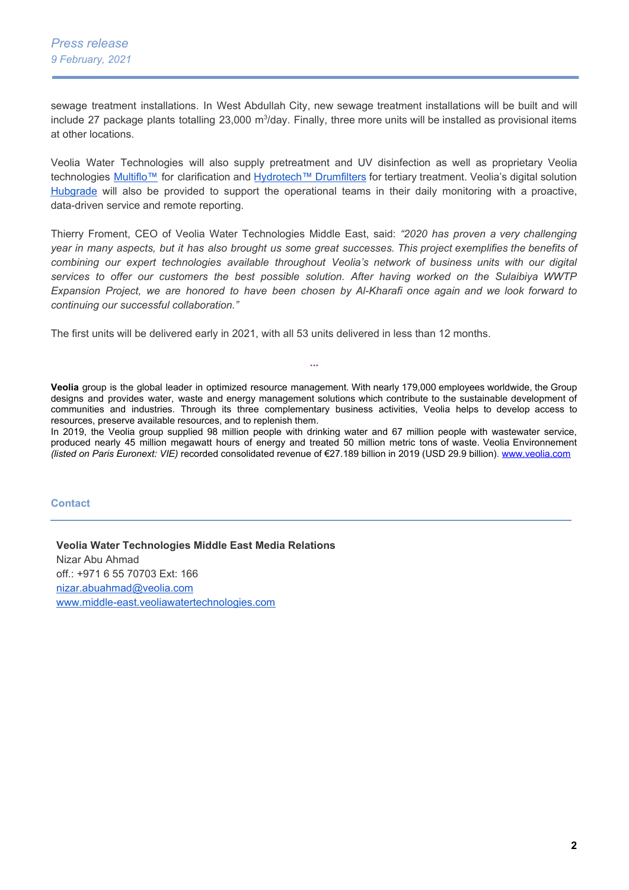sewage treatment installations. In West Abdullah City, new sewage treatment installations will be built and will include 27 package plants totalling 23,000 $m^3$/day. Finally, three more units will be installed as provisional items at other locations.

Veolia Water Technologies will also supply pretreatment and UV disinfection as well as proprietary Veolia technologies Multiflo™ for clarification and Hydrotech™ Drumfilters for tertiary treatment. Veolia's digital solution Hubgrade will also be provided to support the operational teams in their daily monitoring with a proactive, data-driven service and remote reporting.

Thierry Froment, CEO of Veolia Water Technologies Middle East, said: *"2020 has proven a very challenging year in many aspects, but it has also brought us some great successes. This project exemplifies the benefits of combining our expert technologies available throughout Veolia's network of business units with our digital services to offer our customers the best possible solution. After having worked on the Sulaibiya WWTP Expansion Project, we are honored to have been chosen by Al-Kharafi once again and we look forward to continuing our successful collaboration."*

The first units will be delivered early in 2021, with all 53 units delivered in less than 12 months.

...

**Veolia** group is the global leader in optimized resource management. With nearly 179,000 employees worldwide, the Group designs and provides water, waste and energy management solutions which contribute to the sustainable development of communities and industries. Through its three complementary business activities, Veolia helps to develop access to resources, preserve available resources, and to replenish them.

In 2019, the Veolia group supplied 98 million people with drinking water and 67 million people with wastewater service, produced nearly 45 million megawatt hours of energy and treated 50 million metric tons of waste. Veolia Environnement *(listed on Paris Euronext: VIE)* recorded consolidated revenue of €27.189 billion in 2019 (USD 29.9 billion). www.veolia.com

## Contact

**Veolia Water Technologies Middle East Media Relations**
Nizar Abu Ahmad
off.: +971 6 55 70703 Ext: 166
nizar.abuahmad@veolia.com
www.middle-east.veoliawatertechnologies.com